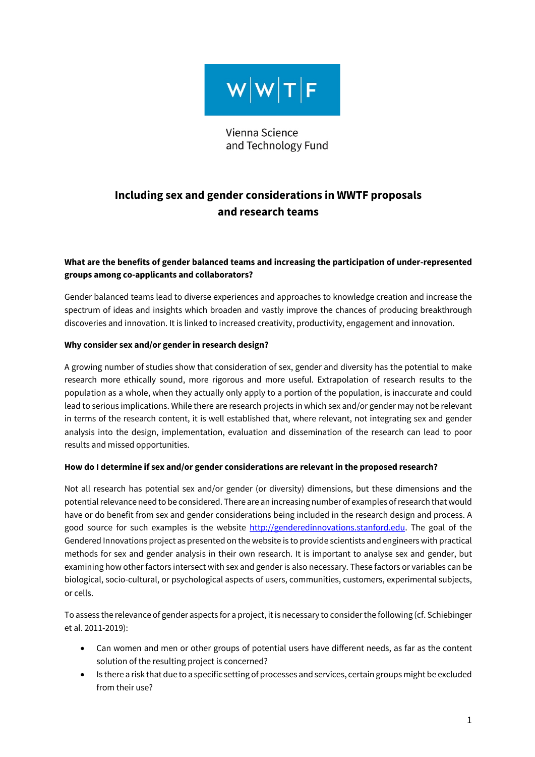W|W|T|F

Vienna Science and Technology Fund

# Including sex and gender considerations in WWTF proposals and research teams

**What are the benefits of gender balanced teams and increasing the participation of under-represented groups among co-applicants and collaborators?**

Gender balanced teams lead to diverse experiences and approaches to knowledge creation and increase the spectrum of ideas and insights which broaden and vastly improve the chances of producing breakthrough discoveries and innovation. It is linked to increased creativity, productivity, engagement and innovation.

**Why consider sex and/or gender in research design?**

A growing number of studies show that consideration of sex, gender and diversity has the potential to make research more ethically sound, more rigorous and more useful. Extrapolation of research results to the population as a whole, when they actually only apply to a portion of the population, is inaccurate and could lead to serious implications. While there are research projects in which sex and/or gender may not be relevant in terms of the research content, it is well established that, where relevant, not integrating sex and gender analysis into the design, implementation, evaluation and dissemination of the research can lead to poor results and missed opportunities.

**How do I determine if sex and/or gender considerations are relevant in the proposed research?**

Not all research has potential sex and/or gender (or diversity) dimensions, but these dimensions and the potential relevance need to be considered. There are an increasing number of examples of research that would have or do benefit from sex and gender considerations being included in the research design and process. A good source for such examples is the website http://genderedinnovations.stanford.edu. The goal of the Gendered Innovations project as presented on the website is to provide scientists and engineers with practical methods for sex and gender analysis in their own research. It is important to analyse sex and gender, but examining how other factors intersect with sex and gender is also necessary. These factors or variables can be biological, socio-cultural, or psychological aspects of users, communities, customers, experimental subjects, or cells.

To assess the relevance of gender aspects for a project, it is necessary to consider the following (cf. Schiebinger et al. 2011-2019):

- Can women and men or other groups of potential users have different needs, as far as the content solution of the resulting project is concerned?
- Is there a risk that due to a specific setting of processes and services, certain groups might be excluded from their use?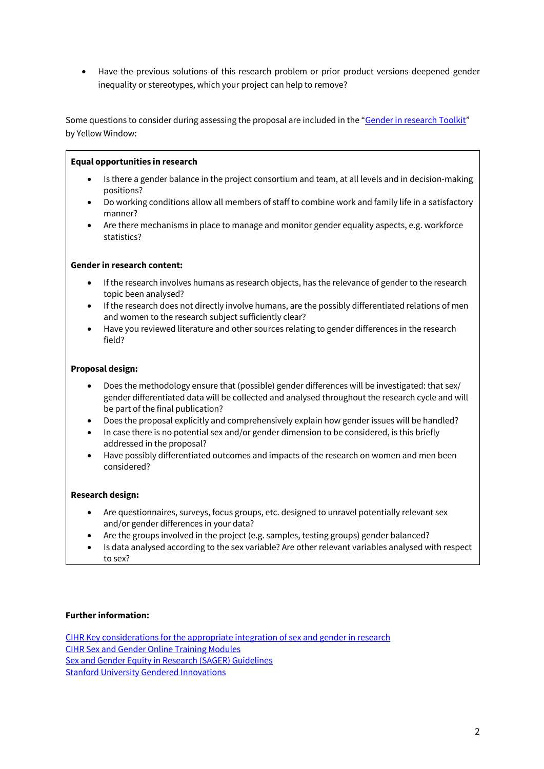- Have the previous solutions of this research problem or prior product versions deepened gender inequality or stereotypes, which your project can help to remove?

Some questions to consider during assessing the proposal are included in the "[Gender in research Toolkit]" by Yellow Window:

**Equal opportunities in research**

- Is there a gender balance in the project consortium and team, at all levels and in decision-making positions?
- Do working conditions allow all members of staff to combine work and family life in a satisfactory manner?
- Are there mechanisms in place to manage and monitor gender equality aspects, e.g. workforce statistics?

**Gender in research content:**

- If the research involves humans as research objects, has the relevance of gender to the research topic been analysed?
- If the research does not directly involve humans, are the possibly differentiated relations of men and women to the research subject sufficiently clear?
- Have you reviewed literature and other sources relating to gender differences in the research field?

**Proposal design:**

- Does the methodology ensure that (possible) gender differences will be investigated: that sex/ gender differentiated data will be collected and analysed throughout the research cycle and will be part of the final publication?
- Does the proposal explicitly and comprehensively explain how gender issues will be handled?
- In case there is no potential sex and/or gender dimension to be considered, is this briefly addressed in the proposal?
- Have possibly differentiated outcomes and impacts of the research on women and men been considered?

**Research design:**

- Are questionnaires, surveys, focus groups, etc. designed to unravel potentially relevant sex and/or gender differences in your data?
- Are the groups involved in the project (e.g. samples, testing groups) gender balanced?
- Is data analysed according to the sex variable? Are other relevant variables analysed with respect to sex?

**Further information:**

CIHR Key considerations for the appropriate integration of sex and gender in research
CIHR Sex and Gender Online Training Modules
Sex and Gender Equity in Research (SAGER) Guidelines
Stanford University Gendered Innovations